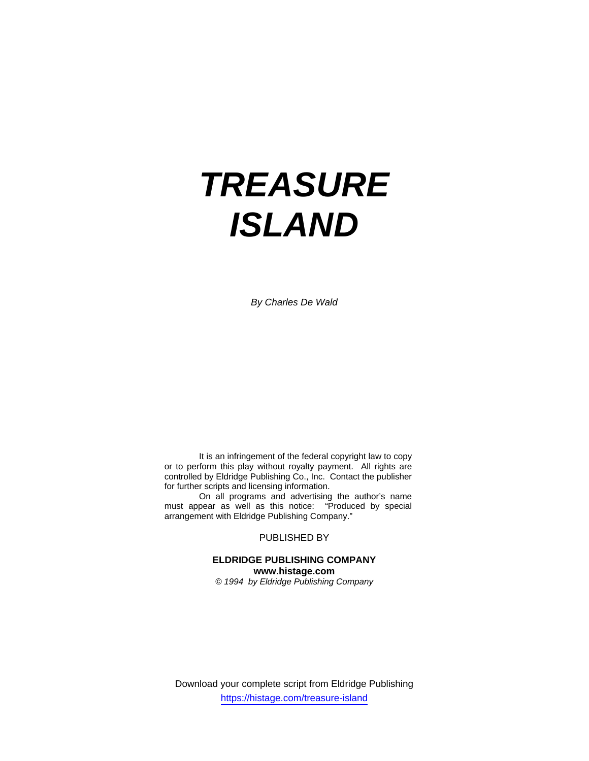# *TREASURE ISLAND*

*By Charles De Wald*

It is an infringement of the federal copyright law to copy or to perform this play without royalty payment. All rights are controlled by Eldridge Publishing Co., Inc. Contact the publisher for further scripts and licensing information.

On all programs and advertising the author's name must appear as well as this notice: "Produced by special arrangement with Eldridge Publishing Company."

PUBLISHED BY

**ELDRIDGE PUBLISHING COMPANY**
**www.histage.com**
*© 1994 by Eldridge Publishing Company*

Download your complete script from Eldridge Publishing
https://histage.com/treasure-island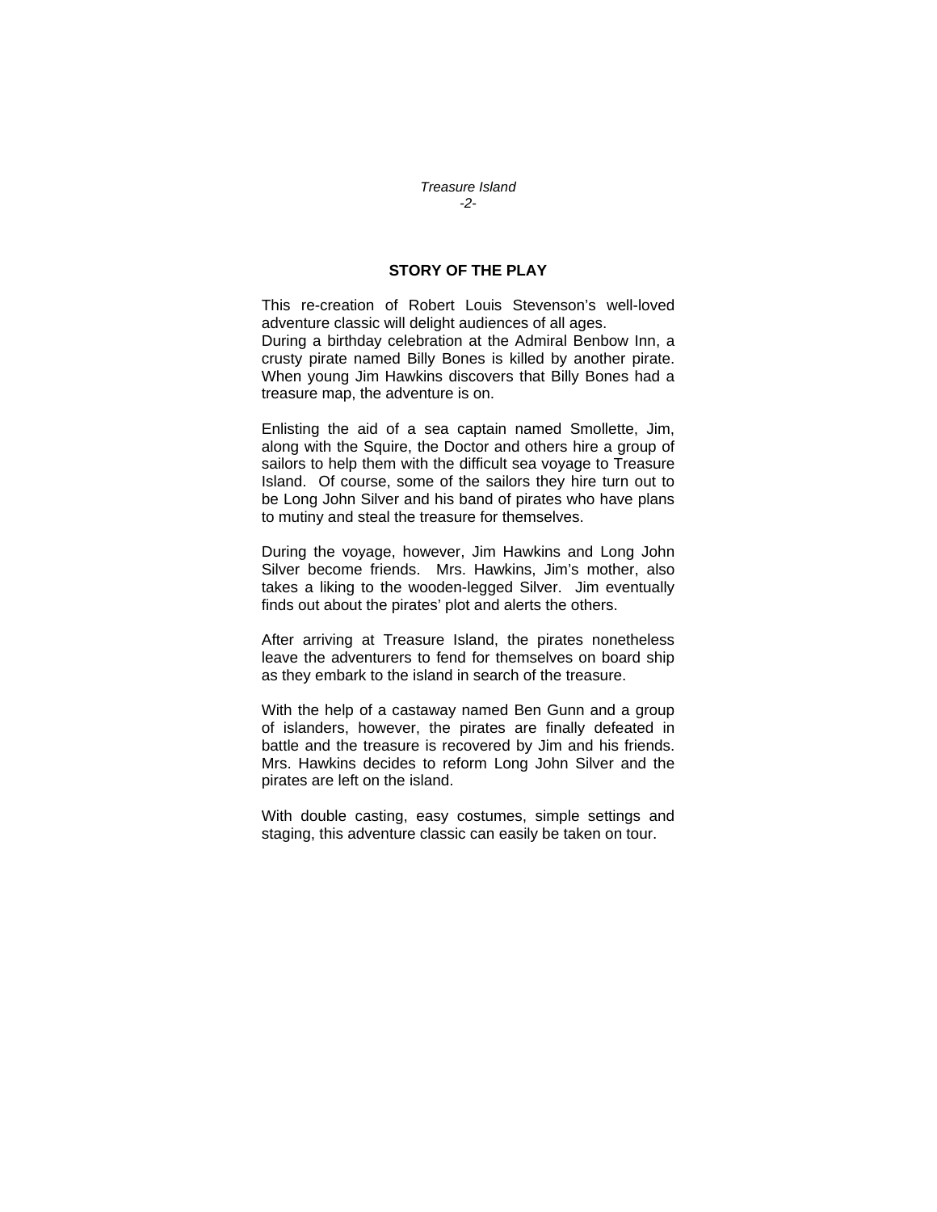## STORY OF THE PLAY

This re-creation of Robert Louis Stevenson's well-loved adventure classic will delight audiences of all ages.
During a birthday celebration at the Admiral Benbow Inn, a crusty pirate named Billy Bones is killed by another pirate. When young Jim Hawkins discovers that Billy Bones had a treasure map, the adventure is on.

Enlisting the aid of a sea captain named Smollette, Jim, along with the Squire, the Doctor and others hire a group of sailors to help them with the difficult sea voyage to Treasure Island. Of course, some of the sailors they hire turn out to be Long John Silver and his band of pirates who have plans to mutiny and steal the treasure for themselves.

During the voyage, however, Jim Hawkins and Long John Silver become friends. Mrs. Hawkins, Jim's mother, also takes a liking to the wooden-legged Silver. Jim eventually finds out about the pirates' plot and alerts the others.

After arriving at Treasure Island, the pirates nonetheless leave the adventurers to fend for themselves on board ship as they embark to the island in search of the treasure.

With the help of a castaway named Ben Gunn and a group of islanders, however, the pirates are finally defeated in battle and the treasure is recovered by Jim and his friends. Mrs. Hawkins decides to reform Long John Silver and the pirates are left on the island.

With double casting, easy costumes, simple settings and staging, this adventure classic can easily be taken on tour.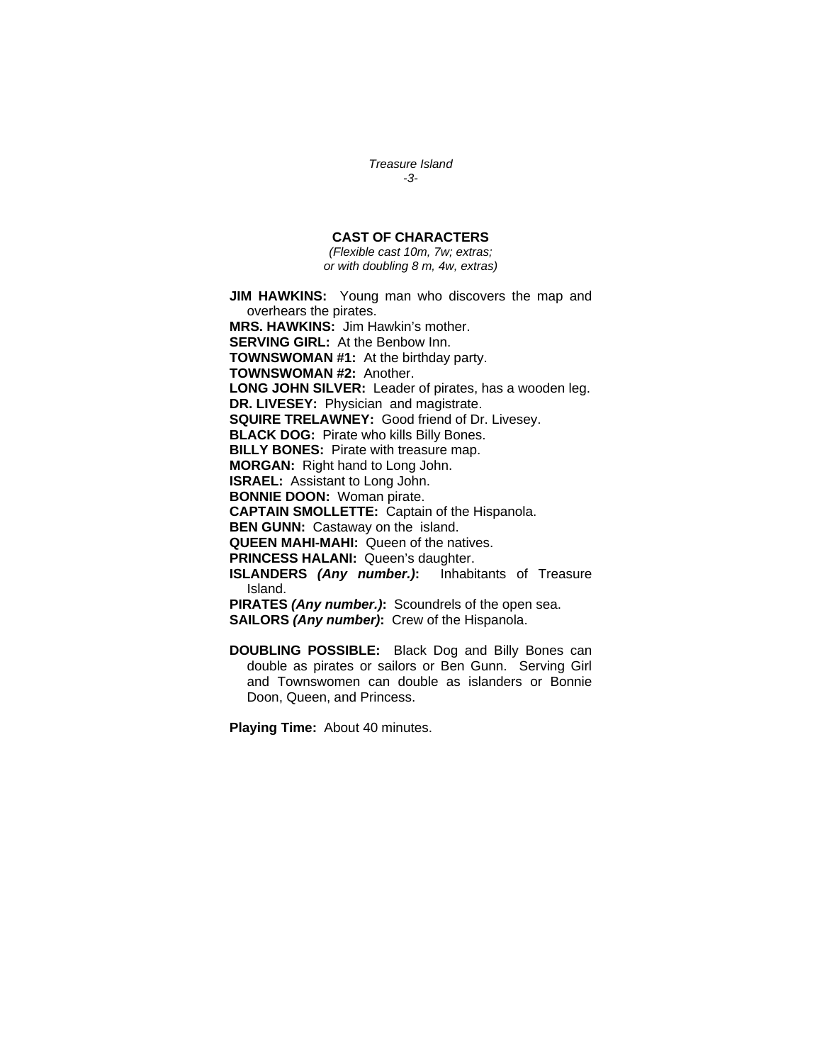## CAST OF CHARACTERS

*(Flexible cast 10m, 7w; extras; or with doubling 8 m, 4w, extras)*

**JIM HAWKINS:** Young man who discovers the map and overhears the pirates.
**MRS. HAWKINS:** Jim Hawkin's mother.
**SERVING GIRL:** At the Benbow Inn.
**TOWNSWOMAN #1:** At the birthday party.
**TOWNSWOMAN #2:** Another.
**LONG JOHN SILVER:** Leader of pirates, has a wooden leg.
**DR. LIVESEY:** Physician and magistrate.
**SQUIRE TRELAWNEY:** Good friend of Dr. Livesey.
**BLACK DOG:** Pirate who kills Billy Bones.
**BILLY BONES:** Pirate with treasure map.
**MORGAN:** Right hand to Long John.
**ISRAEL:** Assistant to Long John.
**BONNIE DOON:** Woman pirate.
**CAPTAIN SMOLLETTE:** Captain of the Hispanola.
**BEN GUNN:** Castaway on the island.
**QUEEN MAHI-MAHI:** Queen of the natives.
**PRINCESS HALANI:** Queen's daughter.
**ISLANDERS *(Any number.)*:** Inhabitants of Treasure Island.
**PIRATES *(Any number.)*:** Scoundrels of the open sea.
**SAILORS *(Any number)*:** Crew of the Hispanola.

**DOUBLING POSSIBLE:** Black Dog and Billy Bones can double as pirates or sailors or Ben Gunn. Serving Girl and Townswomen can double as islanders or Bonnie Doon, Queen, and Princess.

**Playing Time:** About 40 minutes.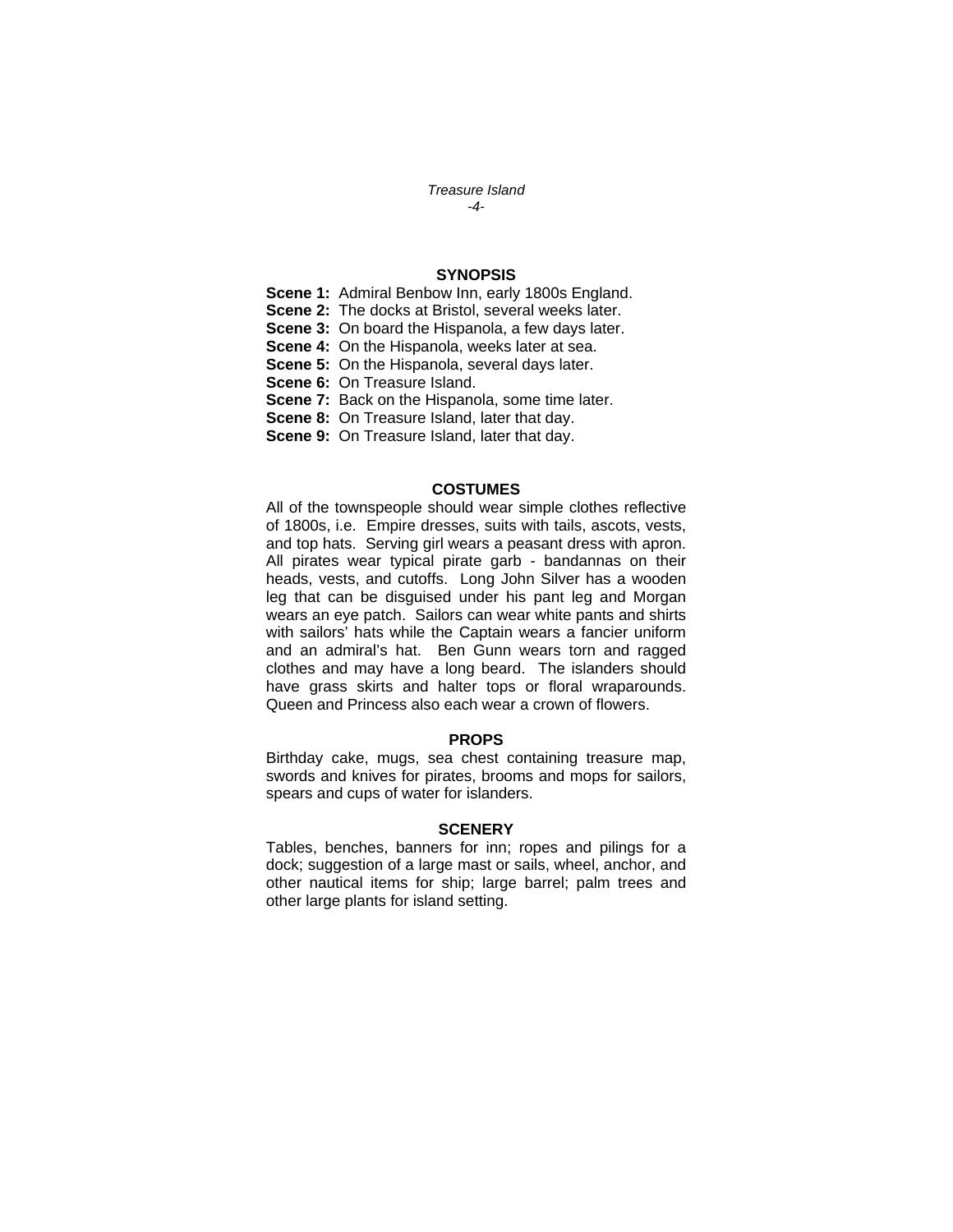## SYNOPSIS

**Scene 1:** Admiral Benbow Inn, early 1800s England.
**Scene 2:** The docks at Bristol, several weeks later.
**Scene 3:** On board the Hispanola, a few days later.
**Scene 4:** On the Hispanola, weeks later at sea.
**Scene 5:** On the Hispanola, several days later.
**Scene 6:** On Treasure Island.
**Scene 7:** Back on the Hispanola, some time later.
**Scene 8:** On Treasure Island, later that day.
**Scene 9:** On Treasure Island, later that day.

## COSTUMES

All of the townspeople should wear simple clothes reflective of 1800s, i.e. Empire dresses, suits with tails, ascots, vests, and top hats. Serving girl wears a peasant dress with apron. All pirates wear typical pirate garb - bandannas on their heads, vests, and cutoffs. Long John Silver has a wooden leg that can be disguised under his pant leg and Morgan wears an eye patch. Sailors can wear white pants and shirts with sailors' hats while the Captain wears a fancier uniform and an admiral's hat. Ben Gunn wears torn and ragged clothes and may have a long beard. The islanders should have grass skirts and halter tops or floral wraparounds. Queen and Princess also each wear a crown of flowers.

## PROPS

Birthday cake, mugs, sea chest containing treasure map, swords and knives for pirates, brooms and mops for sailors, spears and cups of water for islanders.

## SCENERY

Tables, benches, banners for inn; ropes and pilings for a dock; suggestion of a large mast or sails, wheel, anchor, and other nautical items for ship; large barrel; palm trees and other large plants for island setting.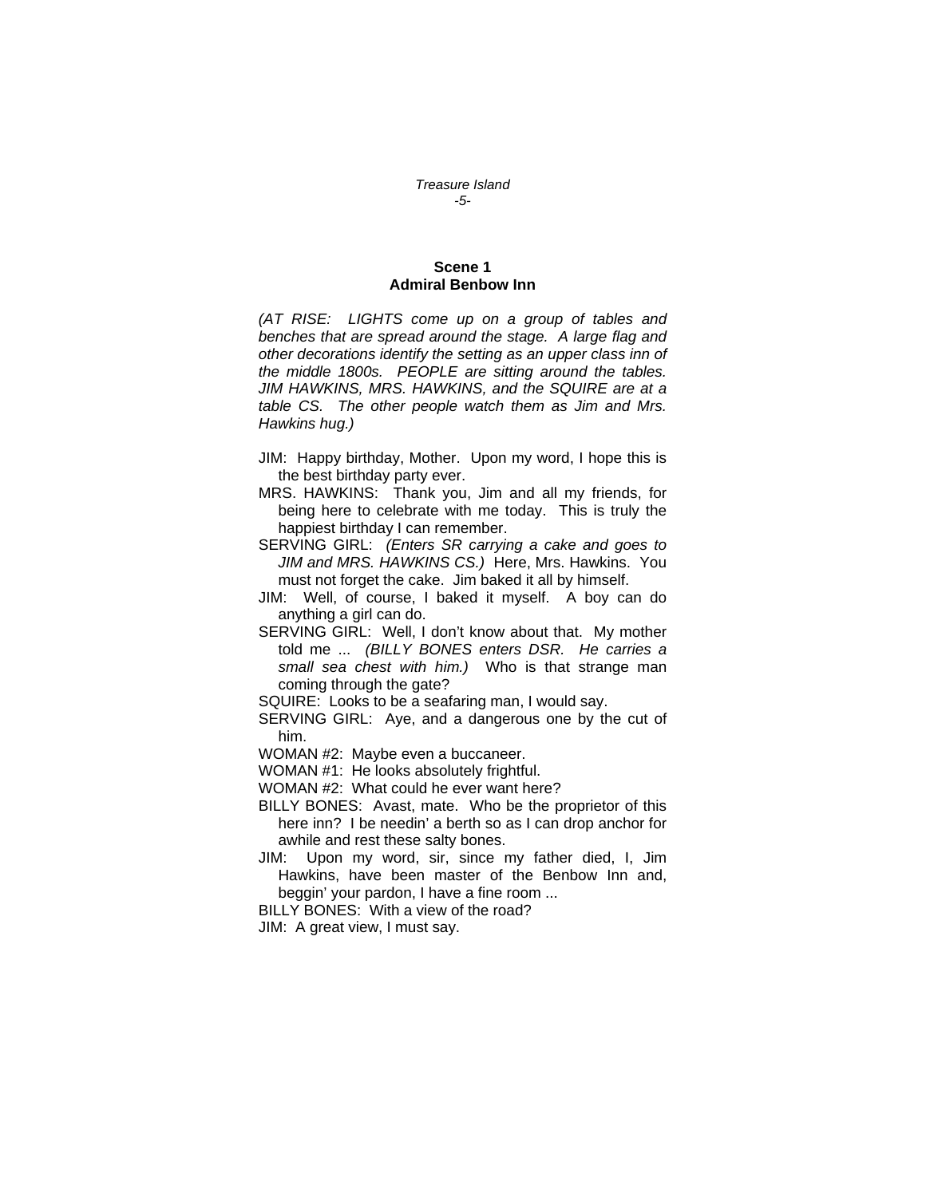### Scene 1
### Admiral Benbow Inn

*(AT RISE: LIGHTS come up on a group of tables and benches that are spread around the stage. A large flag and other decorations identify the setting as an upper class inn of the middle 1800s. PEOPLE are sitting around the tables. JIM HAWKINS, MRS. HAWKINS, and the SQUIRE are at a table CS. The other people watch them as Jim and Mrs. Hawkins hug.)*

JIM: Happy birthday, Mother. Upon my word, I hope this is the best birthday party ever.

MRS. HAWKINS: Thank you, Jim and all my friends, for being here to celebrate with me today. This is truly the happiest birthday I can remember.

SERVING GIRL: *(Enters SR carrying a cake and goes to JIM and MRS. HAWKINS CS.)* Here, Mrs. Hawkins. You must not forget the cake. Jim baked it all by himself.

JIM: Well, of course, I baked it myself. A boy can do anything a girl can do.

SERVING GIRL: Well, I don't know about that. My mother told me ... *(BILLY BONES enters DSR. He carries a small sea chest with him.)* Who is that strange man coming through the gate?

SQUIRE: Looks to be a seafaring man, I would say.

SERVING GIRL: Aye, and a dangerous one by the cut of him.

WOMAN #2: Maybe even a buccaneer.

WOMAN #1: He looks absolutely frightful.

WOMAN #2: What could he ever want here?

BILLY BONES: Avast, mate. Who be the proprietor of this here inn? I be needin' a berth so as I can drop anchor for awhile and rest these salty bones.

JIM: Upon my word, sir, since my father died, I, Jim Hawkins, have been master of the Benbow Inn and, beggin' your pardon, I have a fine room ...

BILLY BONES: With a view of the road?

JIM: A great view, I must say.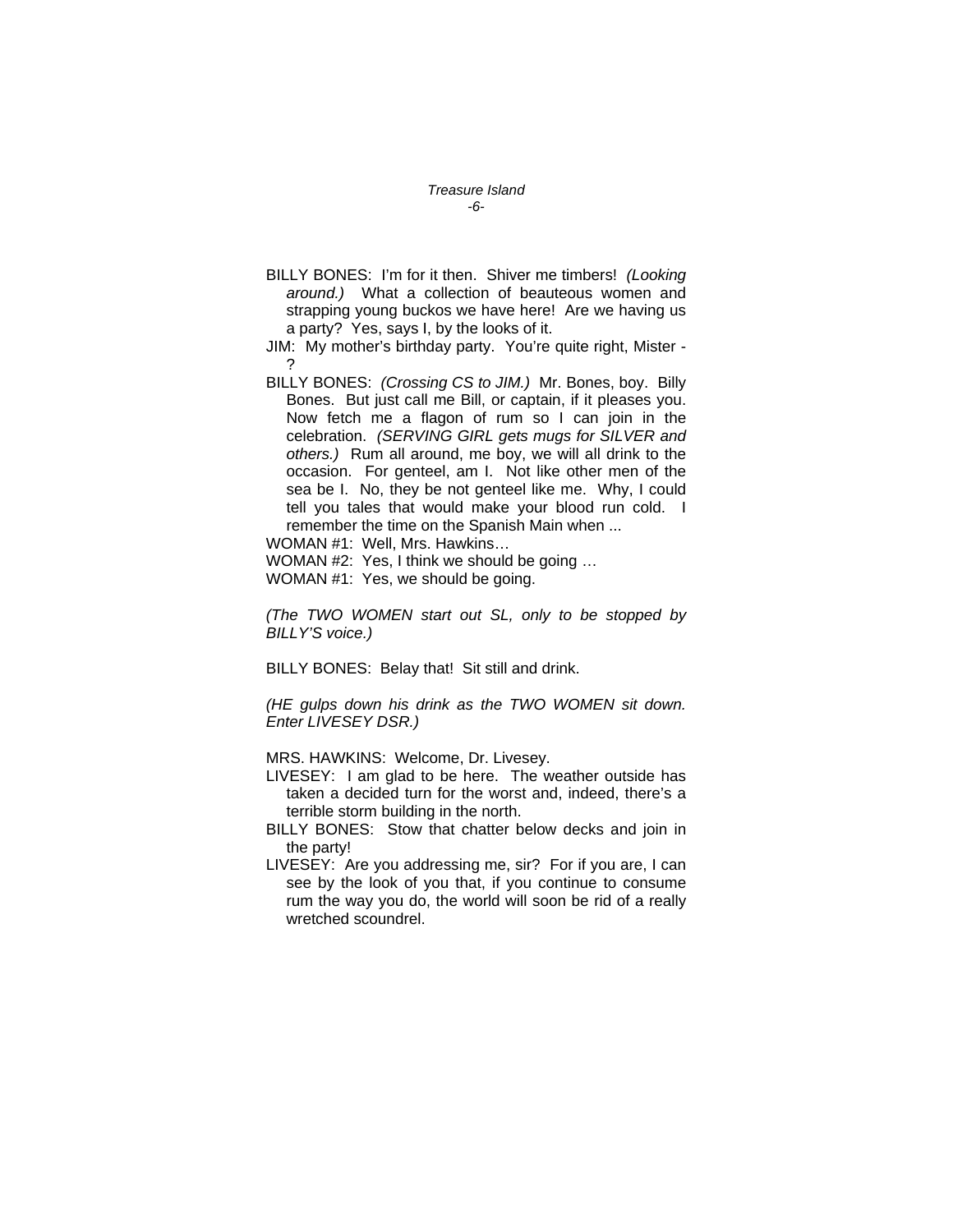BILLY BONES: I'm for it then. Shiver me timbers! *(Looking around.)* What a collection of beauteous women and strapping young buckos we have here! Are we having us a party? Yes, says I, by the looks of it.

JIM: My mother's birthday party. You're quite right, Mister - ?

BILLY BONES: *(Crossing CS to JIM.)* Mr. Bones, boy. Billy Bones. But just call me Bill, or captain, if it pleases you. Now fetch me a flagon of rum so I can join in the celebration. *(SERVING GIRL gets mugs for SILVER and others.)* Rum all around, me boy, we will all drink to the occasion. For genteel, am I. Not like other men of the sea be I. No, they be not genteel like me. Why, I could tell you tales that would make your blood run cold. I remember the time on the Spanish Main when ...

WOMAN #1: Well, Mrs. Hawkins…

WOMAN #2: Yes, I think we should be going …

WOMAN #1: Yes, we should be going.

*(The TWO WOMEN start out SL, only to be stopped by BILLY'S voice.)*

BILLY BONES: Belay that! Sit still and drink.

*(HE gulps down his drink as the TWO WOMEN sit down. Enter LIVESEY DSR.)*

MRS. HAWKINS: Welcome, Dr. Livesey.

LIVESEY: I am glad to be here. The weather outside has taken a decided turn for the worst and, indeed, there's a terrible storm building in the north.

BILLY BONES: Stow that chatter below decks and join in the party!

LIVESEY: Are you addressing me, sir? For if you are, I can see by the look of you that, if you continue to consume rum the way you do, the world will soon be rid of a really wretched scoundrel.